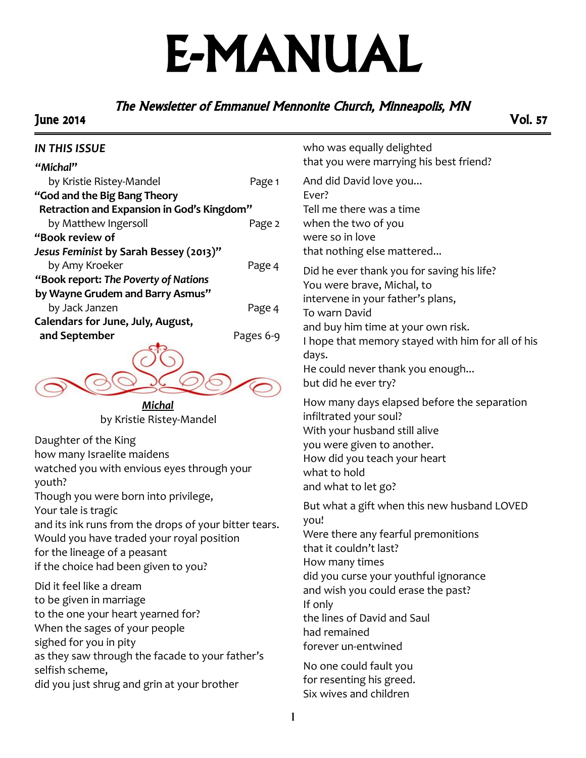# E-MANUAL

*The Newsletter of Emmanuel Mennonite Church, Minneapolis, MN*

June 2014 — Vol. 57

## *IN THIS ISSUE*

***"Michal"***
by Kristie Ristey-Mandel — Page 1

**"God and the Big Bang Theory Retraction and Expansion in God's Kingdom"**
by Matthew Ingersoll — Page 2

**"Book review of *Jesus Feminist* by Sarah Bessey (2013)"**
by Amy Kroeker — Page 4

**"Book report: *The Poverty of Nations* by Wayne Grudem and Barry Asmus"**
by Jack Janzen — Page 4

**Calendars for June, July, August, and September** — Pages 6-9

## ***Michal***

by Kristie Ristey-Mandel

Daughter of the King
how many Israelite maidens
watched you with envious eyes through your youth?
Though you were born into privilege,
Your tale is tragic
and its ink runs from the drops of your bitter tears.
Would you have traded your royal position
for the lineage of a peasant
if the choice had been given to you?

Did it feel like a dream
to be given in marriage
to the one your heart yearned for?
When the sages of your people
sighed for you in pity
as they saw through the facade to your father's selfish scheme,
did you just shrug and grin at your brother
who was equally delighted
that you were marrying his best friend?

And did David love you…
Ever?
Tell me there was a time
when the two of you
were so in love
that nothing else mattered…

Did he ever thank you for saving his life?
You were brave, Michal, to
intervene in your father's plans,
To warn David
and buy him time at your own risk.
I hope that memory stayed with him for all of his days.
He could never thank you enough…
but did he ever try?

How many days elapsed before the separation
infiltrated your soul?
With your husband still alive
you were given to another.
How did you teach your heart
what to hold
and what to let go?

But what a gift when this new husband LOVED you!
Were there any fearful premonitions
that it couldn't last?
How many times
did you curse your youthful ignorance
and wish you could erase the past?
If only
the lines of David and Saul
had remained
forever un-entwined

No one could fault you
for resenting his greed.
Six wives and children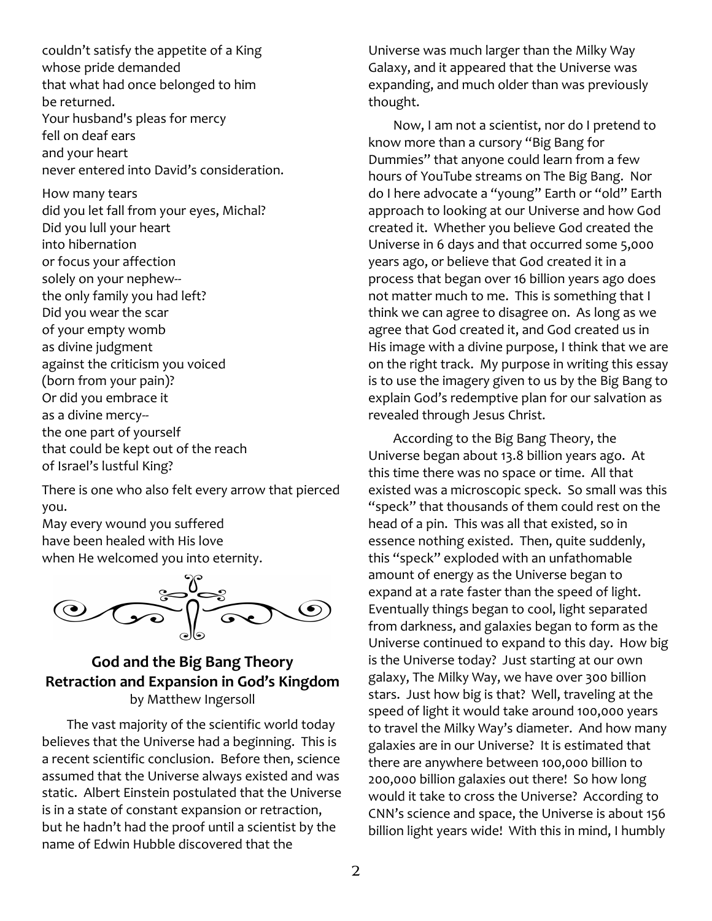couldn't satisfy the appetite of a King
whose pride demanded
that what had once belonged to him
be returned.
Your husband's pleas for mercy
fell on deaf ears
and your heart
never entered into David's consideration.

How many tears
did you let fall from your eyes, Michal?
Did you lull your heart
into hibernation
or focus your affection
solely on your nephew--
the only family you had left?
Did you wear the scar
of your empty womb
as divine judgment
against the criticism you voiced
(born from your pain)?
Or did you embrace it
as a divine mercy--
the one part of yourself
that could be kept out of the reach
of Israel's lustful King?

There is one who also felt every arrow that pierced you.
May every wound you suffered
have been healed with His love
when He welcomed you into eternity.

## God and the Big Bang Theory
## Retraction and Expansion in God's Kingdom

by Matthew Ingersoll

The vast majority of the scientific world today believes that the Universe had a beginning. This is a recent scientific conclusion. Before then, science assumed that the Universe always existed and was static. Albert Einstein postulated that the Universe is in a state of constant expansion or retraction, but he hadn't had the proof until a scientist by the name of Edwin Hubble discovered that the Universe was much larger than the Milky Way Galaxy, and it appeared that the Universe was expanding, and much older than was previously thought.

Now, I am not a scientist, nor do I pretend to know more than a cursory "Big Bang for Dummies" that anyone could learn from a few hours of YouTube streams on The Big Bang. Nor do I here advocate a "young" Earth or "old" Earth approach to looking at our Universe and how God created it. Whether you believe God created the Universe in 6 days and that occurred some 5,000 years ago, or believe that God created it in a process that began over 16 billion years ago does not matter much to me. This is something that I think we can agree to disagree on. As long as we agree that God created it, and God created us in His image with a divine purpose, I think that we are on the right track. My purpose in writing this essay is to use the imagery given to us by the Big Bang to explain God's redemptive plan for our salvation as revealed through Jesus Christ.

According to the Big Bang Theory, the Universe began about 13.8 billion years ago. At this time there was no space or time. All that existed was a microscopic speck. So small was this "speck" that thousands of them could rest on the head of a pin. This was all that existed, so in essence nothing existed. Then, quite suddenly, this "speck" exploded with an unfathomable amount of energy as the Universe began to expand at a rate faster than the speed of light. Eventually things began to cool, light separated from darkness, and galaxies began to form as the Universe continued to expand to this day. How big is the Universe today? Just starting at our own galaxy, The Milky Way, we have over 300 billion stars. Just how big is that? Well, traveling at the speed of light it would take around 100,000 years to travel the Milky Way's diameter. And how many galaxies are in our Universe? It is estimated that there are anywhere between 100,000 billion to 200,000 billion galaxies out there! So how long would it take to cross the Universe? According to CNN's science and space, the Universe is about 156 billion light years wide! With this in mind, I humbly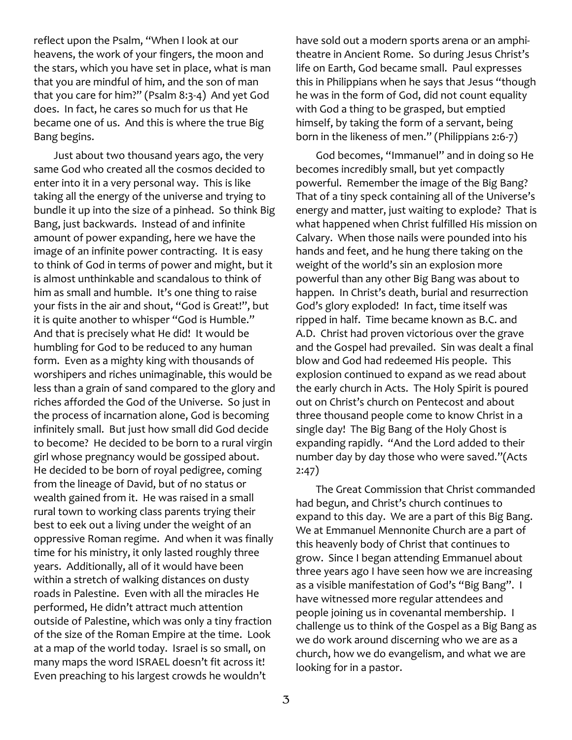reflect upon the Psalm, "When I look at our heavens, the work of your fingers, the moon and the stars, which you have set in place, what is man that you are mindful of him, and the son of man that you care for him?" (Psalm 8:3-4) And yet God does. In fact, he cares so much for us that He became one of us. And this is where the true Big Bang begins.

Just about two thousand years ago, the very same God who created all the cosmos decided to enter into it in a very personal way. This is like taking all the energy of the universe and trying to bundle it up into the size of a pinhead. So think Big Bang, just backwards. Instead of and infinite amount of power expanding, here we have the image of an infinite power contracting. It is easy to think of God in terms of power and might, but it is almost unthinkable and scandalous to think of him as small and humble. It's one thing to raise your fists in the air and shout, "God is Great!", but it is quite another to whisper "God is Humble." And that is precisely what He did! It would be humbling for God to be reduced to any human form. Even as a mighty king with thousands of worshipers and riches unimaginable, this would be less than a grain of sand compared to the glory and riches afforded the God of the Universe. So just in the process of incarnation alone, God is becoming infinitely small. But just how small did God decide to become? He decided to be born to a rural virgin girl whose pregnancy would be gossiped about. He decided to be born of royal pedigree, coming from the lineage of David, but of no status or wealth gained from it. He was raised in a small rural town to working class parents trying their best to eek out a living under the weight of an oppressive Roman regime. And when it was finally time for his ministry, it only lasted roughly three years. Additionally, all of it would have been within a stretch of walking distances on dusty roads in Palestine. Even with all the miracles He performed, He didn't attract much attention outside of Palestine, which was only a tiny fraction of the size of the Roman Empire at the time. Look at a map of the world today. Israel is so small, on many maps the word ISRAEL doesn't fit across it! Even preaching to his largest crowds he wouldn't have sold out a modern sports arena or an amphitheatre in Ancient Rome. So during Jesus Christ's life on Earth, God became small. Paul expresses this in Philippians when he says that Jesus "though he was in the form of God, did not count equality with God a thing to be grasped, but emptied himself, by taking the form of a servant, being born in the likeness of men." (Philippians 2:6-7)

God becomes, "Immanuel" and in doing so He becomes incredibly small, but yet compactly powerful. Remember the image of the Big Bang? That of a tiny speck containing all of the Universe's energy and matter, just waiting to explode? That is what happened when Christ fulfilled His mission on Calvary. When those nails were pounded into his hands and feet, and he hung there taking on the weight of the world's sin an explosion more powerful than any other Big Bang was about to happen. In Christ's death, burial and resurrection God's glory exploded! In fact, time itself was ripped in half. Time became known as B.C. and A.D. Christ had proven victorious over the grave and the Gospel had prevailed. Sin was dealt a final blow and God had redeemed His people. This explosion continued to expand as we read about the early church in Acts. The Holy Spirit is poured out on Christ's church on Pentecost and about three thousand people come to know Christ in a single day! The Big Bang of the Holy Ghost is expanding rapidly. "And the Lord added to their number day by day those who were saved."(Acts 2:47)

The Great Commission that Christ commanded had begun, and Christ's church continues to expand to this day. We are a part of this Big Bang. We at Emmanuel Mennonite Church are a part of this heavenly body of Christ that continues to grow. Since I began attending Emmanuel about three years ago I have seen how we are increasing as a visible manifestation of God's "Big Bang". I have witnessed more regular attendees and people joining us in covenantal membership. I challenge us to think of the Gospel as a Big Bang as we do work around discerning who we are as a church, how we do evangelism, and what we are looking for in a pastor.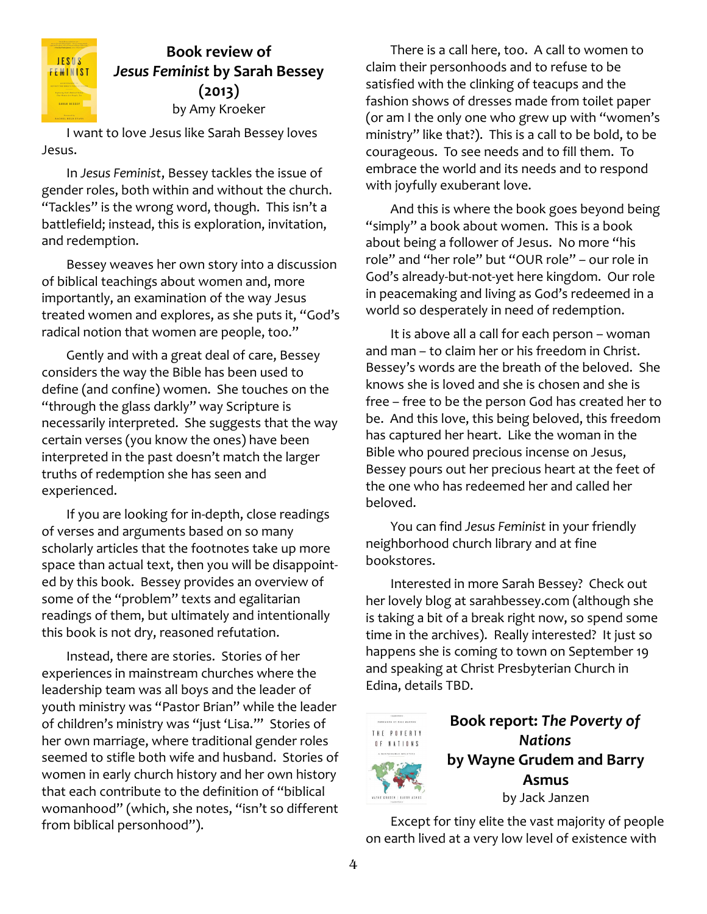## Book review of *Jesus Feminist* by Sarah Bessey (2013)

by Amy Kroeker

I want to love Jesus like Sarah Bessey loves Jesus.

In *Jesus Feminist*, Bessey tackles the issue of gender roles, both within and without the church. "Tackles" is the wrong word, though. This isn't a battlefield; instead, this is exploration, invitation, and redemption.

Bessey weaves her own story into a discussion of biblical teachings about women and, more importantly, an examination of the way Jesus treated women and explores, as she puts it, "God's radical notion that women are people, too."

Gently and with a great deal of care, Bessey considers the way the Bible has been used to define (and confine) women. She touches on the "through the glass darkly" way Scripture is necessarily interpreted. She suggests that the way certain verses (you know the ones) have been interpreted in the past doesn't match the larger truths of redemption she has seen and experienced.

If you are looking for in-depth, close readings of verses and arguments based on so many scholarly articles that the footnotes take up more space than actual text, then you will be disappointed by this book. Bessey provides an overview of some of the "problem" texts and egalitarian readings of them, but ultimately and intentionally this book is not dry, reasoned refutation.

Instead, there are stories. Stories of her experiences in mainstream churches where the leadership team was all boys and the leader of youth ministry was "Pastor Brian" while the leader of children's ministry was "just 'Lisa.'" Stories of her own marriage, where traditional gender roles seemed to stifle both wife and husband. Stories of women in early church history and her own history that each contribute to the definition of "biblical womanhood" (which, she notes, "isn't so different from biblical personhood").

There is a call here, too. A call to women to claim their personhoods and to refuse to be satisfied with the clinking of teacups and the fashion shows of dresses made from toilet paper (or am I the only one who grew up with "women's ministry" like that?). This is a call to be bold, to be courageous. To see needs and to fill them. To embrace the world and its needs and to respond with joyfully exuberant love.

And this is where the book goes beyond being "simply" a book about women. This is a book about being a follower of Jesus. No more "his role" and "her role" but "OUR role" – our role in God's already-but-not-yet here kingdom. Our role in peacemaking and living as God's redeemed in a world so desperately in need of redemption.

It is above all a call for each person – woman and man – to claim her or his freedom in Christ. Bessey's words are the breath of the beloved. She knows she is loved and she is chosen and she is free – free to be the person God has created her to be. And this love, this being beloved, this freedom has captured her heart. Like the woman in the Bible who poured precious incense on Jesus, Bessey pours out her precious heart at the feet of the one who has redeemed her and called her beloved.

You can find *Jesus Feminist* in your friendly neighborhood church library and at fine bookstores.

Interested in more Sarah Bessey? Check out her lovely blog at sarahbessey.com (although she is taking a bit of a break right now, so spend some time in the archives). Really interested? It just so happens she is coming to town on September 19 and speaking at Christ Presbyterian Church in Edina, details TBD.

## Book report: *The Poverty of Nations* by Wayne Grudem and Barry Asmus

by Jack Janzen

Except for tiny elite the vast majority of people on earth lived at a very low level of existence with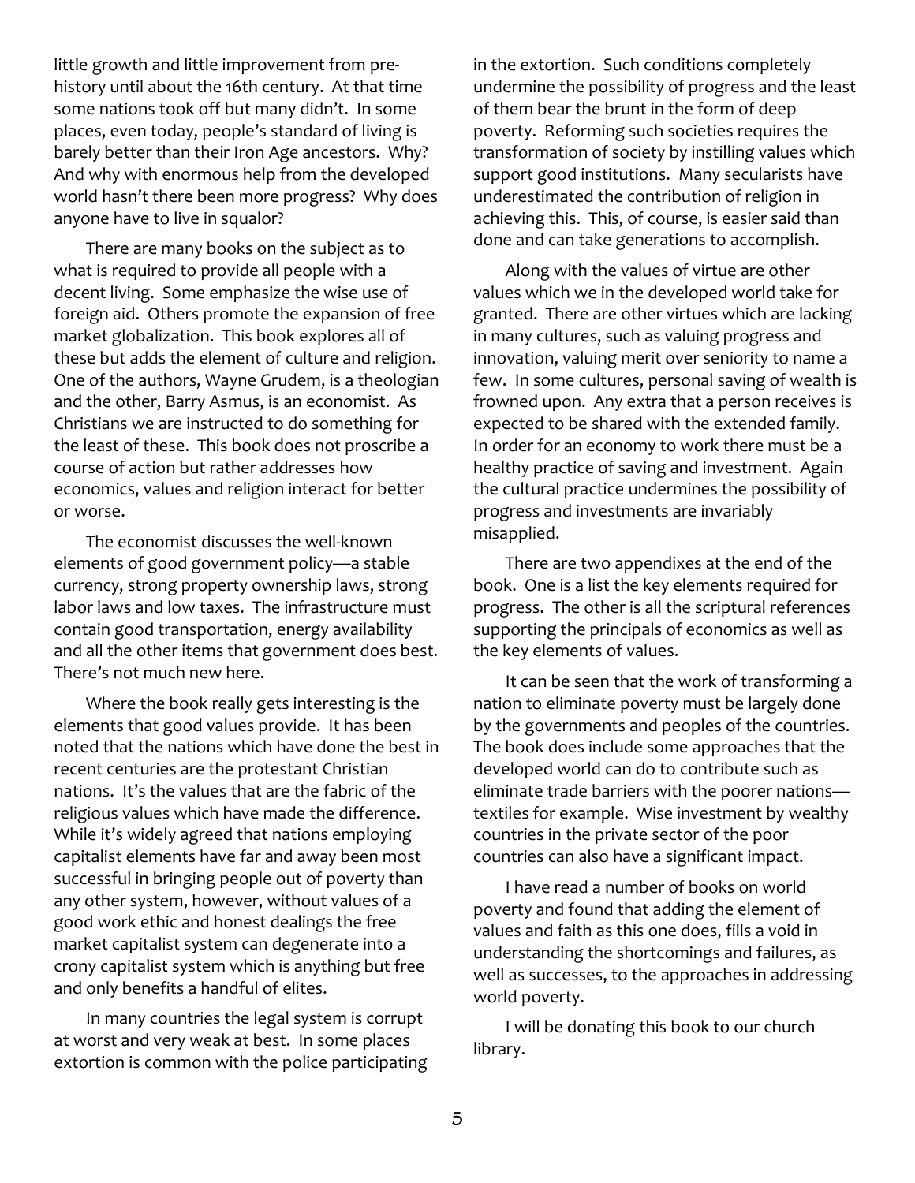little growth and little improvement from pre-history until about the 16th century. At that time some nations took off but many didn't. In some places, even today, people's standard of living is barely better than their Iron Age ancestors. Why? And why with enormous help from the developed world hasn't there been more progress? Why does anyone have to live in squalor?

There are many books on the subject as to what is required to provide all people with a decent living. Some emphasize the wise use of foreign aid. Others promote the expansion of free market globalization. This book explores all of these but adds the element of culture and religion. One of the authors, Wayne Grudem, is a theologian and the other, Barry Asmus, is an economist. As Christians we are instructed to do something for the least of these. This book does not proscribe a course of action but rather addresses how economics, values and religion interact for better or worse.

The economist discusses the well-known elements of good government policy—a stable currency, strong property ownership laws, strong labor laws and low taxes. The infrastructure must contain good transportation, energy availability and all the other items that government does best. There's not much new here.

Where the book really gets interesting is the elements that good values provide. It has been noted that the nations which have done the best in recent centuries are the protestant Christian nations. It's the values that are the fabric of the religious values which have made the difference. While it's widely agreed that nations employing capitalist elements have far and away been most successful in bringing people out of poverty than any other system, however, without values of a good work ethic and honest dealings the free market capitalist system can degenerate into a crony capitalist system which is anything but free and only benefits a handful of elites.

In many countries the legal system is corrupt at worst and very weak at best. In some places extortion is common with the police participating in the extortion. Such conditions completely undermine the possibility of progress and the least of them bear the brunt in the form of deep poverty. Reforming such societies requires the transformation of society by instilling values which support good institutions. Many secularists have underestimated the contribution of religion in achieving this. This, of course, is easier said than done and can take generations to accomplish.

Along with the values of virtue are other values which we in the developed world take for granted. There are other virtues which are lacking in many cultures, such as valuing progress and innovation, valuing merit over seniority to name a few. In some cultures, personal saving of wealth is frowned upon. Any extra that a person receives is expected to be shared with the extended family. In order for an economy to work there must be a healthy practice of saving and investment. Again the cultural practice undermines the possibility of progress and investments are invariably misapplied.

There are two appendixes at the end of the book. One is a list the key elements required for progress. The other is all the scriptural references supporting the principals of economics as well as the key elements of values.

It can be seen that the work of transforming a nation to eliminate poverty must be largely done by the governments and peoples of the countries. The book does include some approaches that the developed world can do to contribute such as eliminate trade barriers with the poorer nations—textiles for example. Wise investment by wealthy countries in the private sector of the poor countries can also have a significant impact.

I have read a number of books on world poverty and found that adding the element of values and faith as this one does, fills a void in understanding the shortcomings and failures, as well as successes, to the approaches in addressing world poverty.

I will be donating this book to our church library.